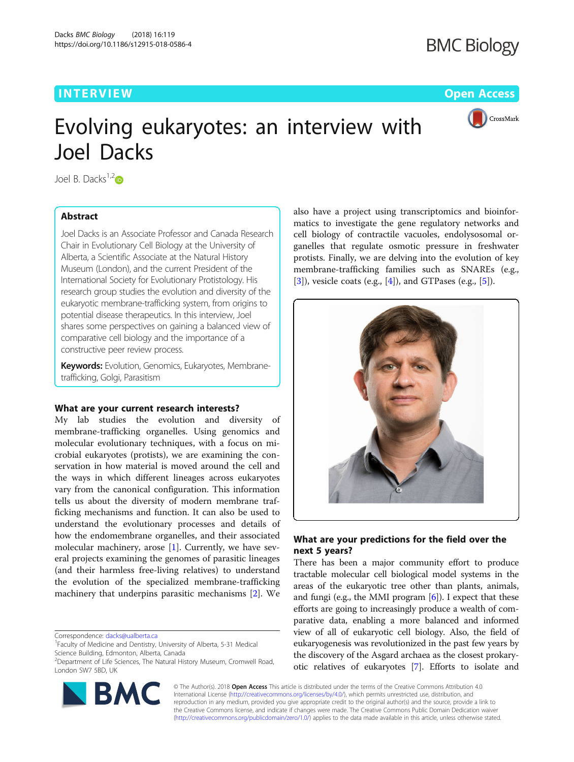# Evolving eukaryotes: an interview with Joel Dacks

Joel B. Dacks[1,2]

## Abstract

Joel Dacks is an Associate Professor and Canada Research Chair in Evolutionary Cell Biology at the University of Alberta, a Scientific Associate at the Natural History Museum (London), and the current President of the International Society for Evolutionary Protistology. His research group studies the evolution and diversity of the eukaryotic membrane-trafficking system, from origins to potential disease therapeutics. In this interview, Joel shares some perspectives on gaining a balanced view of comparative cell biology and the importance of a constructive peer review process.

**Keywords:** Evolution, Genomics, Eukaryotes, Membrane-trafficking, Golgi, Parasitism

### What are your current research interests?

My lab studies the evolution and diversity of membrane-trafficking organelles. Using genomics and molecular evolutionary techniques, with a focus on microbial eukaryotes (protists), we are examining the conservation in how material is moved around the cell and the ways in which different lineages across eukaryotes vary from the canonical configuration. This information tells us about the diversity of modern membrane trafficking mechanisms and function. It can also be used to understand the evolutionary processes and details of how the endomembrane organelles, and their associated molecular machinery, arose [1]. Currently, we have several projects examining the genomes of parasitic lineages (and their harmless free-living relatives) to understand the evolution of the specialized membrane-trafficking machinery that underpins parasitic mechanisms [2]. We also have a project using transcriptomics and bioinformatics to investigate the gene regulatory networks and cell biology of contractile vacuoles, endolysosomal organelles that regulate osmotic pressure in freshwater protists. Finally, we are delving into the evolution of key membrane-trafficking families such as SNAREs (e.g., [3]), vesicle coats (e.g., [4]), and GTPases (e.g., [5]).

### What are your predictions for the field over the next 5 years?

There has been a major community effort to produce tractable molecular cell biological model systems in the areas of the eukaryotic tree other than plants, animals, and fungi (e.g., the MMI program [6]). I expect that these efforts are going to increasingly produce a wealth of comparative data, enabling a more balanced and informed view of all of eukaryotic cell biology. Also, the field of eukaryogenesis was revolutionized in the past few years by the discovery of the Asgard archaea as the closest prokaryotic relatives of eukaryotes [7]. Efforts to isolate and

Correspondence: dacks@ualberta.ca

[1]Faculty of Medicine and Dentistry, University of Alberta, 5-31 Medical Science Building, Edmonton, Alberta, Canada

[2]Department of Life Sciences, The Natural History Museum, Cromwell Road, London SW7 5BD, UK

© The Author(s). 2018 **Open Access** This article is distributed under the terms of the Creative Commons Attribution 4.0 International License (http://creativecommons.org/licenses/by/4.0/), which permits unrestricted use, distribution, and reproduction in any medium, provided you give appropriate credit to the original author(s) and the source, provide a link to the Creative Commons license, and indicate if changes were made. The Creative Commons Public Domain Dedication waiver (http://creativecommons.org/publicdomain/zero/1.0/) applies to the data made available in this article, unless otherwise stated.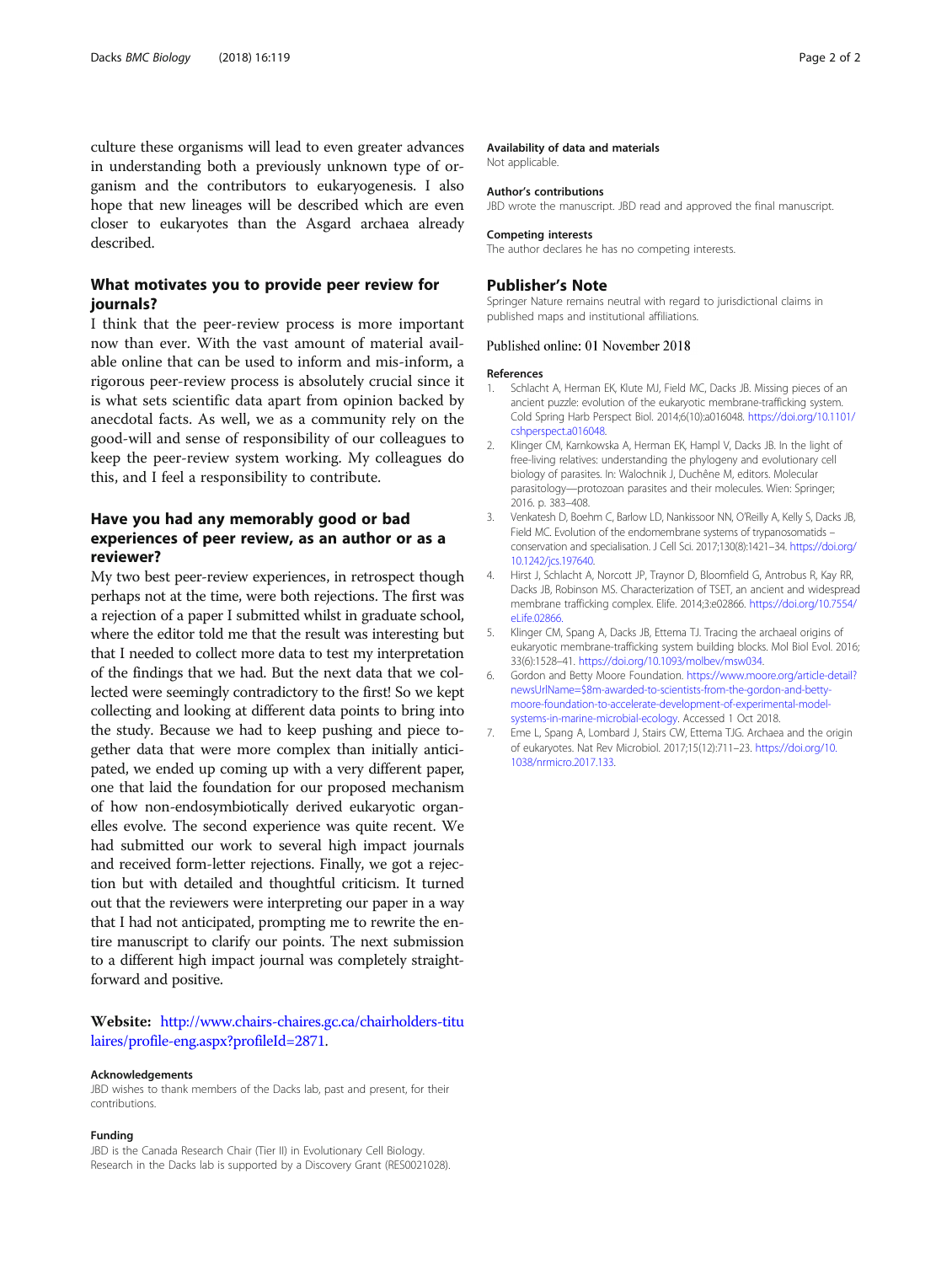culture these organisms will lead to even greater advances in understanding both a previously unknown type of organism and the contributors to eukaryogenesis. I also hope that new lineages will be described which are even closer to eukaryotes than the Asgard archaea already described.

## What motivates you to provide peer review for journals?

I think that the peer-review process is more important now than ever. With the vast amount of material available online that can be used to inform and mis-inform, a rigorous peer-review process is absolutely crucial since it is what sets scientific data apart from opinion backed by anecdotal facts. As well, we as a community rely on the good-will and sense of responsibility of our colleagues to keep the peer-review system working. My colleagues do this, and I feel a responsibility to contribute.

## Have you had any memorably good or bad experiences of peer review, as an author or as a reviewer?

My two best peer-review experiences, in retrospect though perhaps not at the time, were both rejections. The first was a rejection of a paper I submitted whilst in graduate school, where the editor told me that the result was interesting but that I needed to collect more data to test my interpretation of the findings that we had. But the next data that we collected were seemingly contradictory to the first! So we kept collecting and looking at different data points to bring into the study. Because we had to keep pushing and piece together data that were more complex than initially anticipated, we ended up coming up with a very different paper, one that laid the foundation for our proposed mechanism of how non-endosymbiotically derived eukaryotic organelles evolve. The second experience was quite recent. We had submitted our work to several high impact journals and received form-letter rejections. Finally, we got a rejection but with detailed and thoughtful criticism. It turned out that the reviewers were interpreting our paper in a way that I had not anticipated, prompting me to rewrite the entire manuscript to clarify our points. The next submission to a different high impact journal was completely straightforward and positive.

**Website:** http://www.chairs-chaires.gc.ca/chairholders-titulaires/profile-eng.aspx?profileId=2871.

### Acknowledgements

JBD wishes to thank members of the Dacks lab, past and present, for their contributions.

### Funding

JBD is the Canada Research Chair (Tier II) in Evolutionary Cell Biology. Research in the Dacks lab is supported by a Discovery Grant (RES0021028).

### Availability of data and materials

Not applicable.

### Author's contributions

JBD wrote the manuscript. JBD read and approved the final manuscript.

### Competing interests

The author declares he has no competing interests.

## Publisher's Note

Springer Nature remains neutral with regard to jurisdictional claims in published maps and institutional affiliations.

Published online: 01 November 2018

### References

1. Schlacht A, Herman EK, Klute MJ, Field MC, Dacks JB. Missing pieces of an ancient puzzle: evolution of the eukaryotic membrane-trafficking system. Cold Spring Harb Perspect Biol. 2014;6(10):a016048. https://doi.org/10.1101/cshperspect.a016048.
2. Klinger CM, Karnkowska A, Herman EK, Hampl V, Dacks JB. In the light of free-living relatives: understanding the phylogeny and evolutionary cell biology of parasites. In: Walochnik J, Duchêne M, editors. Molecular parasitology—protozoan parasites and their molecules. Wien: Springer; 2016. p. 383–408.
3. Venkatesh D, Boehm C, Barlow LD, Nankissoor NN, O'Reilly A, Kelly S, Dacks JB, Field MC. Evolution of the endomembrane systems of trypanosomatids – conservation and specialisation. J Cell Sci. 2017;130(8):1421–34. https://doi.org/10.1242/jcs.197640.
4. Hirst J, Schlacht A, Norcott JP, Traynor D, Bloomfield G, Antrobus R, Kay RR, Dacks JB, Robinson MS. Characterization of TSET, an ancient and widespread membrane trafficking complex. Elife. 2014;3:e02866. https://doi.org/10.7554/eLife.02866.
5. Klinger CM, Spang A, Dacks JB, Ettema TJ. Tracing the archaeal origins of eukaryotic membrane-trafficking system building blocks. Mol Biol Evol. 2016;33(6):1528–41. https://doi.org/10.1093/molbev/msw034.
6. Gordon and Betty Moore Foundation. https://www.moore.org/article-detail?newsUrlName=$8m-awarded-to-scientists-from-the-gordon-and-betty-moore-foundation-to-accelerate-development-of-experimental-model-systems-in-marine-microbial-ecology. Accessed 1 Oct 2018.
7. Eme L, Spang A, Lombard J, Stairs CW, Ettema TJG. Archaea and the origin of eukaryotes. Nat Rev Microbiol. 2017;15(12):711–23. https://doi.org/10.1038/nrmicro.2017.133.